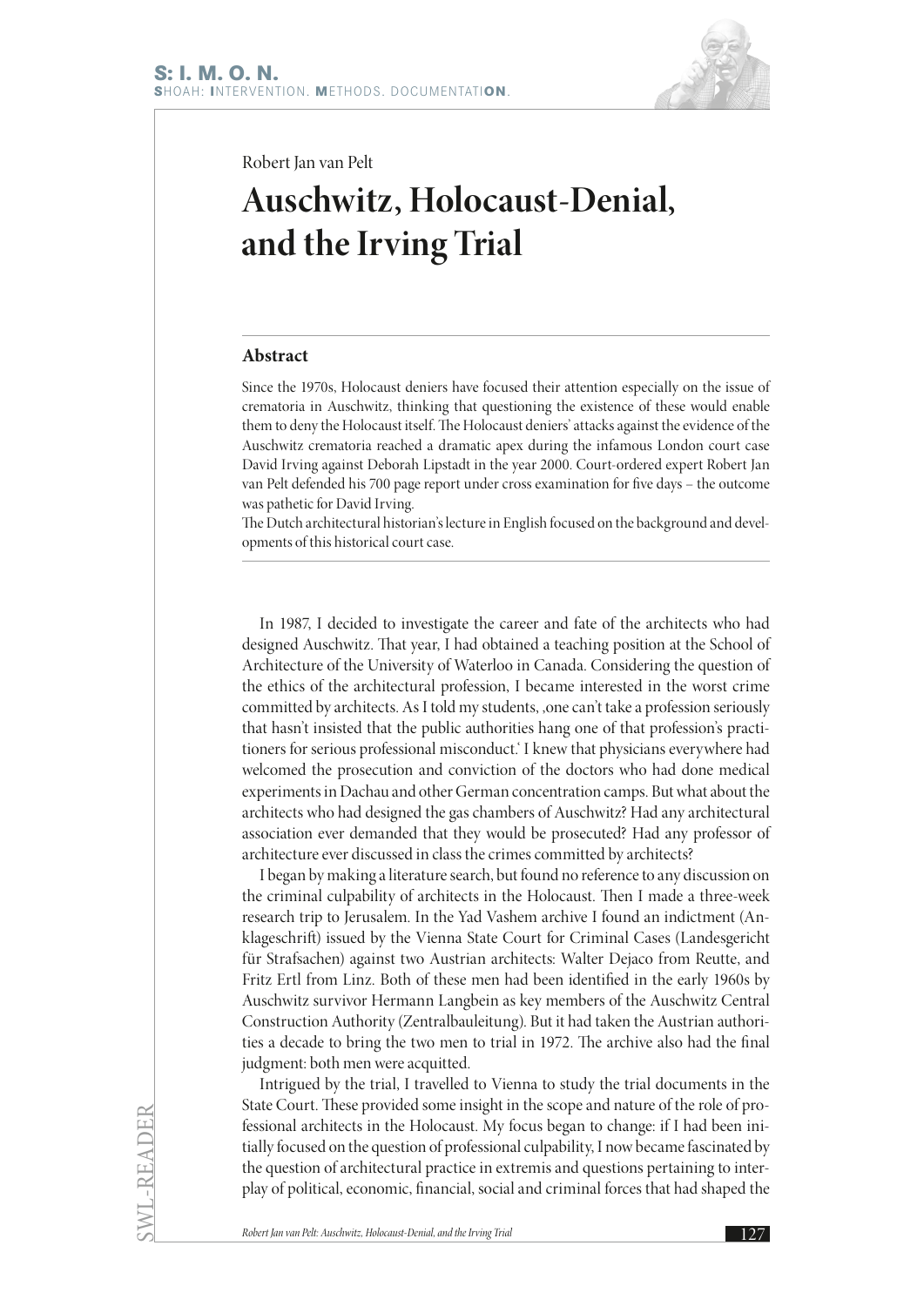Robert Jan van Pelt

# Auschwitz, Holocaust-Denial, and the Irving Trial

## Abstract

Since the 1970s, Holocaust deniers have focused their attention especially on the issue of crematoria in Auschwitz, thinking that questioning the existence of these would enable them to deny the Holocaust itself. The Holocaust deniers' attacks against the evidence of the Auschwitz crematoria reached a dramatic apex during the infamous London court case David Irving against Deborah Lipstadt in the year 2000. Court-ordered expert Robert Jan van Pelt defended his 700 page report under cross examination for five days – the outcome was pathetic for David Irving.

The Dutch architectural historian's lecture in English focused on the background and developments of this historical court case.

In 1987, I decided to investigate the career and fate of the architects who had designed Auschwitz. That year, I had obtained a teaching position at the School of Architecture of the University of Waterloo in Canada. Considering the question of the ethics of the architectural profession, I became interested in the worst crime committed by architects. As I told my students, ‚one can't take a profession seriously that hasn't insisted that the public authorities hang one of that profession's practitioners for serious professional misconduct.' I knew that physicians everywhere had welcomed the prosecution and conviction of the doctors who had done medical experiments in Dachau and other German concentration camps. But what about the architects who had designed the gas chambers of Auschwitz? Had any architectural association ever demanded that they would be prosecuted? Had any professor of architecture ever discussed in class the crimes committed by architects?

I began by making a literature search, but found no reference to any discussion on the criminal culpability of architects in the Holocaust. Then I made a three-week research trip to Jerusalem. In the Yad Vashem archive I found an indictment (Anklageschrift) issued by the Vienna State Court for Criminal Cases (Landesgericht für Strafsachen) against two Austrian architects: Walter Dejaco from Reutte, and Fritz Ertl from Linz. Both of these men had been identified in the early 1960s by Auschwitz survivor Hermann Langbein as key members of the Auschwitz Central Construction Authority (Zentralbauleitung). But it had taken the Austrian authorities a decade to bring the two men to trial in 1972. The archive also had the final judgment: both men were acquitted.

Intrigued by the trial, I travelled to Vienna to study the trial documents in the State Court. These provided some insight in the scope and nature of the role of professional architects in the Holocaust. My focus began to change: if I had been initially focused on the question of professional culpability, I now became fascinated by the question of architectural practice in extremis and questions pertaining to interplay of political, economic, financial, social and criminal forces that had shaped the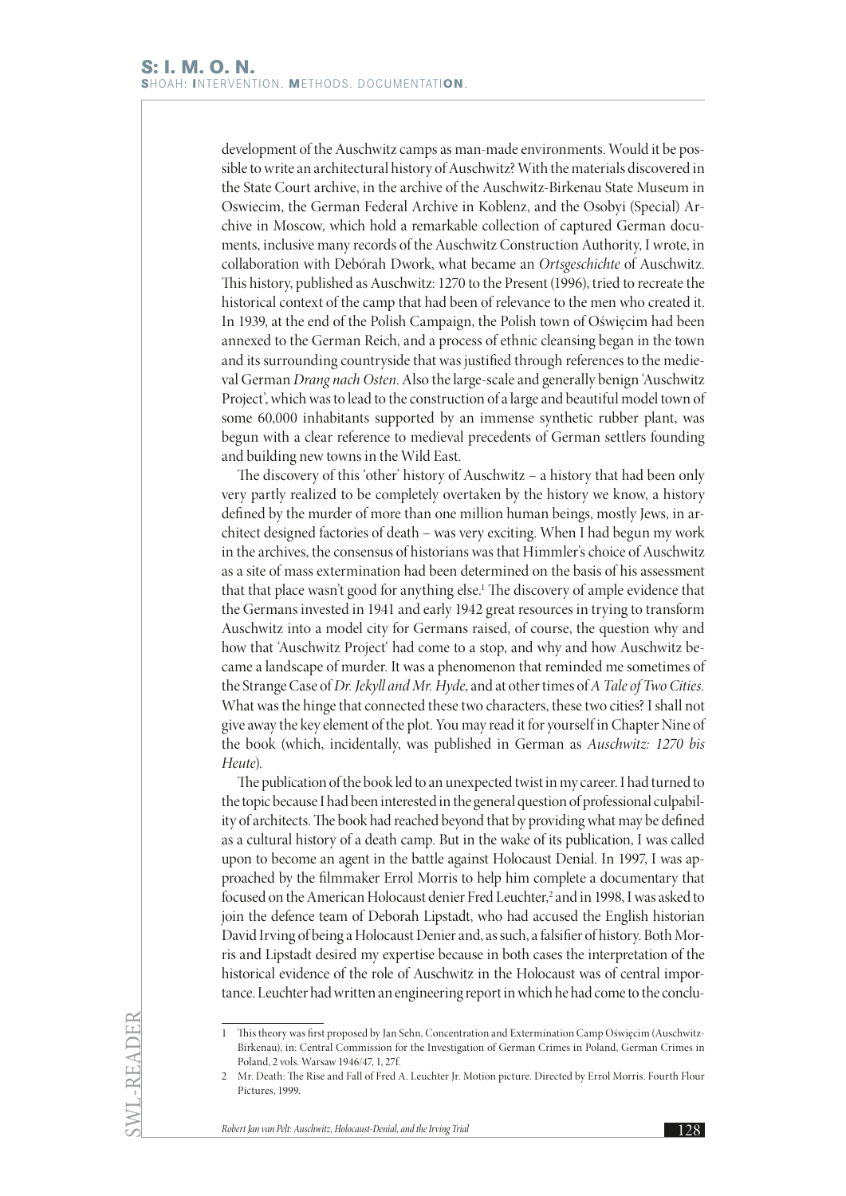development of the Auschwitz camps as man-made environments. Would it be possible to write an architectural history of Auschwitz? With the materials discovered in the State Court archive, in the archive of the Auschwitz-Birkenau State Museum in Oswiecim, the German Federal Archive in Koblenz, and the Osobyi (Special) Archive in Moscow, which hold a remarkable collection of captured German documents, inclusive many records of the Auschwitz Construction Authority, I wrote, in collaboration with Debórah Dwork, what became an *Ortsgeschichte* of Auschwitz. This history, published as Auschwitz: 1270 to the Present (1996), tried to recreate the historical context of the camp that had been of relevance to the men who created it. In 1939, at the end of the Polish Campaign, the Polish town of Oświęcim had been annexed to the German Reich, and a process of ethnic cleansing began in the town and its surrounding countryside that was justified through references to the medieval German *Drang nach Osten*. Also the large-scale and generally benign 'Auschwitz Project', which was to lead to the construction of a large and beautiful model town of some 60,000 inhabitants supported by an immense synthetic rubber plant, was begun with a clear reference to medieval precedents of German settlers founding and building new towns in the Wild East.

The discovery of this 'other' history of Auschwitz – a history that had been only very partly realized to be completely overtaken by the history we know, a history defined by the murder of more than one million human beings, mostly Jews, in architect designed factories of death – was very exciting. When I had begun my work in the archives, the consensus of historians was that Himmler's choice of Auschwitz as a site of mass extermination had been determined on the basis of his assessment that that place wasn't good for anything else.[1] The discovery of ample evidence that the Germans invested in 1941 and early 1942 great resources in trying to transform Auschwitz into a model city for Germans raised, of course, the question why and how that 'Auschwitz Project' had come to a stop, and why and how Auschwitz became a landscape of murder. It was a phenomenon that reminded me sometimes of the Strange Case of *Dr. Jekyll and Mr. Hyde*, and at other times of *A Tale of Two Cities*. What was the hinge that connected these two characters, these two cities? I shall not give away the key element of the plot. You may read it for yourself in Chapter Nine of the book (which, incidentally, was published in German as *Auschwitz: 1270 bis Heute*).

The publication of the book led to an unexpected twist in my career. I had turned to the topic because I had been interested in the general question of professional culpability of architects. The book had reached beyond that by providing what may be defined as a cultural history of a death camp. But in the wake of its publication, I was called upon to become an agent in the battle against Holocaust Denial. In 1997, I was approached by the filmmaker Errol Morris to help him complete a documentary that focused on the American Holocaust denier Fred Leuchter,[2] and in 1998, I was asked to join the defence team of Deborah Lipstadt, who had accused the English historian David Irving of being a Holocaust Denier and, as such, a falsifier of history. Both Morris and Lipstadt desired my expertise because in both cases the interpretation of the historical evidence of the role of Auschwitz in the Holocaust was of central importance. Leuchter had written an engineering report in which he had come to the conclu-

---

1 This theory was first proposed by Jan Sehn, Concentration and Extermination Camp Oświęcim (Auschwitz-Birkenau), in: Central Commission for the Investigation of German Crimes in Poland, German Crimes in Poland, 2 vols. Warsaw 1946/47, 1, 27f.

2 Mr. Death: The Rise and Fall of Fred A. Leuchter Jr. Motion picture. Directed by Errol Morris. Fourth Flour Pictures, 1999.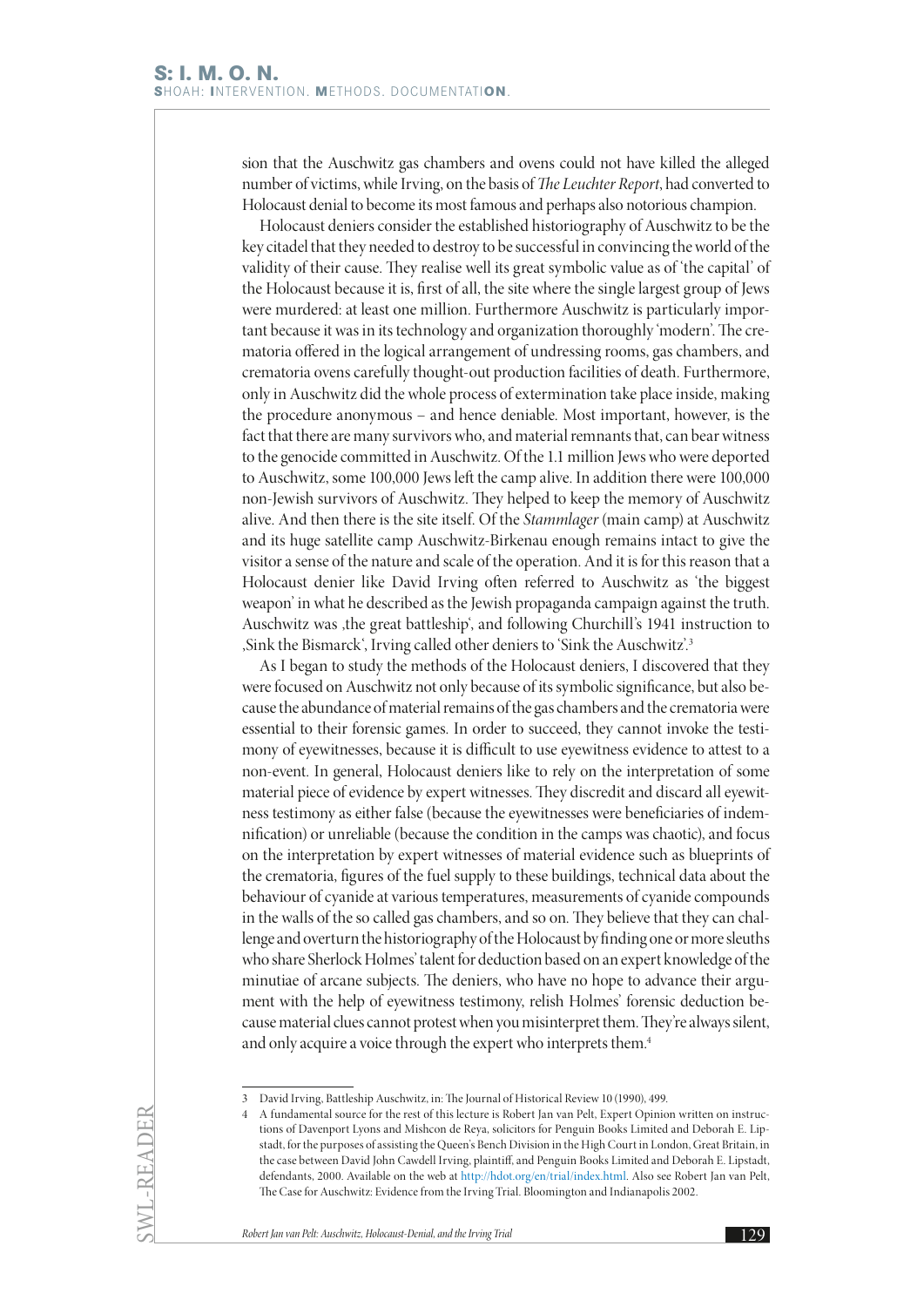sion that the Auschwitz gas chambers and ovens could not have killed the alleged number of victims, while Irving, on the basis of *The Leuchter Report*, had converted to Holocaust denial to become its most famous and perhaps also notorious champion.

Holocaust deniers consider the established historiography of Auschwitz to be the key citadel that they needed to destroy to be successful in convincing the world of the validity of their cause. They realise well its great symbolic value as of 'the capital' of the Holocaust because it is, first of all, the site where the single largest group of Jews were murdered: at least one million. Furthermore Auschwitz is particularly important because it was in its technology and organization thoroughly 'modern'. The crematoria offered in the logical arrangement of undressing rooms, gas chambers, and crematoria ovens carefully thought-out production facilities of death. Furthermore, only in Auschwitz did the whole process of extermination take place inside, making the procedure anonymous – and hence deniable. Most important, however, is the fact that there are many survivors who, and material remnants that, can bear witness to the genocide committed in Auschwitz. Of the 1.1 million Jews who were deported to Auschwitz, some 100,000 Jews left the camp alive. In addition there were 100,000 non-Jewish survivors of Auschwitz. They helped to keep the memory of Auschwitz alive. And then there is the site itself. Of the *Stammlager* (main camp) at Auschwitz and its huge satellite camp Auschwitz-Birkenau enough remains intact to give the visitor a sense of the nature and scale of the operation. And it is for this reason that a Holocaust denier like David Irving often referred to Auschwitz as 'the biggest weapon' in what he described as the Jewish propaganda campaign against the truth. Auschwitz was ,the great battleship', and following Churchill's 1941 instruction to ,Sink the Bismarck', Irving called other deniers to 'Sink the Auschwitz'.[3]

As I began to study the methods of the Holocaust deniers, I discovered that they were focused on Auschwitz not only because of its symbolic significance, but also because the abundance of material remains of the gas chambers and the crematoria were essential to their forensic games. In order to succeed, they cannot invoke the testimony of eyewitnesses, because it is difficult to use eyewitness evidence to attest to a non-event. In general, Holocaust deniers like to rely on the interpretation of some material piece of evidence by expert witnesses. They discredit and discard all eyewitness testimony as either false (because the eyewitnesses were beneficiaries of indemnification) or unreliable (because the condition in the camps was chaotic), and focus on the interpretation by expert witnesses of material evidence such as blueprints of the crematoria, figures of the fuel supply to these buildings, technical data about the behaviour of cyanide at various temperatures, measurements of cyanide compounds in the walls of the so called gas chambers, and so on. They believe that they can challenge and overturn the historiography of the Holocaust by finding one or more sleuths who share Sherlock Holmes' talent for deduction based on an expert knowledge of the minutiae of arcane subjects. The deniers, who have no hope to advance their argument with the help of eyewitness testimony, relish Holmes' forensic deduction because material clues cannot protest when you misinterpret them. They're always silent, and only acquire a voice through the expert who interprets them.[4]

---

3 David Irving, Battleship Auschwitz, in: The Journal of Historical Review 10 (1990), 499.

4 A fundamental source for the rest of this lecture is Robert Jan van Pelt, Expert Opinion written on instructions of Davenport Lyons and Mishcon de Reya, solicitors for Penguin Books Limited and Deborah E. Lipstadt, for the purposes of assisting the Queen's Bench Division in the High Court in London, Great Britain, in the case between David John Cawdell Irving, plaintiff, and Penguin Books Limited and Deborah E. Lipstadt, defendants, 2000. Available on the web at http://hdot.org/en/trial/index.html. Also see Robert Jan van Pelt, The Case for Auschwitz: Evidence from the Irving Trial. Bloomington and Indianapolis 2002.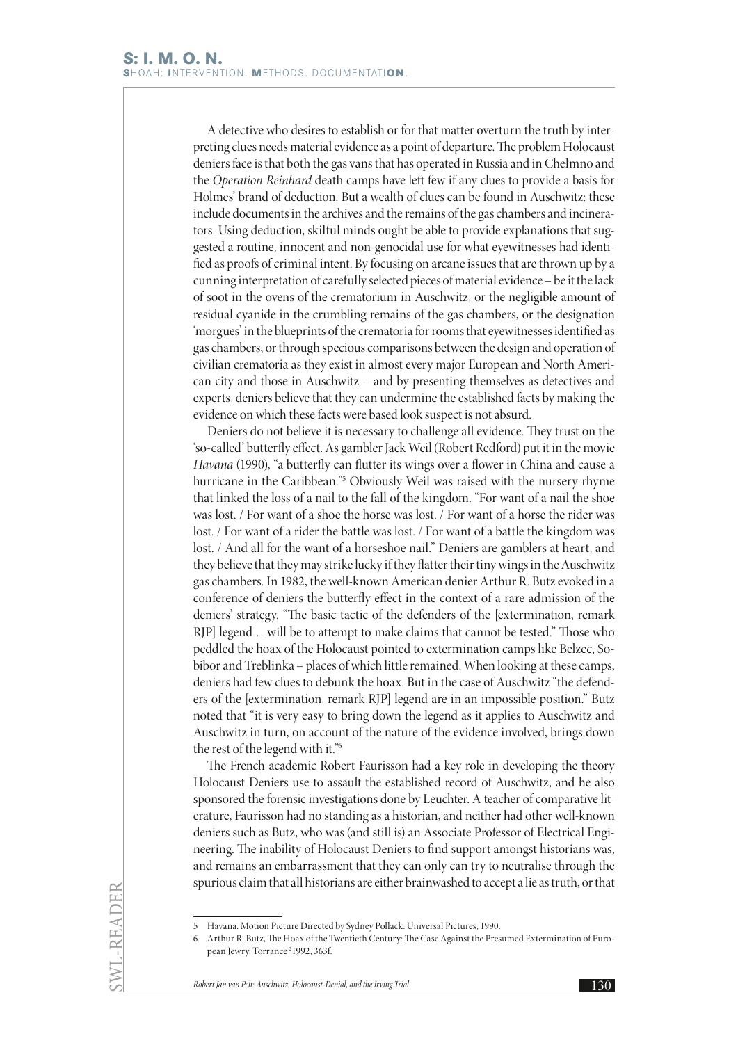A detective who desires to establish or for that matter overturn the truth by interpreting clues needs material evidence as a point of departure. The problem Holocaust deniers face is that both the gas vans that has operated in Russia and in Chełmno and the *Operation Reinhard* death camps have left few if any clues to provide a basis for Holmes' brand of deduction. But a wealth of clues can be found in Auschwitz: these include documents in the archives and the remains of the gas chambers and incinerators. Using deduction, skilful minds ought be able to provide explanations that suggested a routine, innocent and non-genocidal use for what eyewitnesses had identified as proofs of criminal intent. By focusing on arcane issues that are thrown up by a cunning interpretation of carefully selected pieces of material evidence – be it the lack of soot in the ovens of the crematorium in Auschwitz, or the negligible amount of residual cyanide in the crumbling remains of the gas chambers, or the designation 'morgues' in the blueprints of the crematoria for rooms that eyewitnesses identified as gas chambers, or through specious comparisons between the design and operation of civilian crematoria as they exist in almost every major European and North American city and those in Auschwitz – and by presenting themselves as detectives and experts, deniers believe that they can undermine the established facts by making the evidence on which these facts were based look suspect is not absurd.

Deniers do not believe it is necessary to challenge all evidence. They trust on the 'so-called' butterfly effect. As gambler Jack Weil (Robert Redford) put it in the movie *Havana* (1990), "a butterfly can flutter its wings over a flower in China and cause a hurricane in the Caribbean."[5] Obviously Weil was raised with the nursery rhyme that linked the loss of a nail to the fall of the kingdom. "For want of a nail the shoe was lost. / For want of a shoe the horse was lost. / For want of a horse the rider was lost. / For want of a rider the battle was lost. / For want of a battle the kingdom was lost. / And all for the want of a horseshoe nail." Deniers are gamblers at heart, and they believe that they may strike lucky if they flatter their tiny wings in the Auschwitz gas chambers. In 1982, the well-known American denier Arthur R. Butz evoked in a conference of deniers the butterfly effect in the context of a rare admission of the deniers' strategy. "The basic tactic of the defenders of the [extermination, remark RJP] legend …will be to attempt to make claims that cannot be tested." Those who peddled the hoax of the Holocaust pointed to extermination camps like Belzec, Sobibor and Treblinka – places of which little remained. When looking at these camps, deniers had few clues to debunk the hoax. But in the case of Auschwitz "the defenders of the [extermination, remark RJP] legend are in an impossible position." Butz noted that "it is very easy to bring down the legend as it applies to Auschwitz and Auschwitz in turn, on account of the nature of the evidence involved, brings down the rest of the legend with it."[6]

The French academic Robert Faurisson had a key role in developing the theory Holocaust Deniers use to assault the established record of Auschwitz, and he also sponsored the forensic investigations done by Leuchter. A teacher of comparative literature, Faurisson had no standing as a historian, and neither had other well-known deniers such as Butz, who was (and still is) an Associate Professor of Electrical Engineering. The inability of Holocaust Deniers to find support amongst historians was, and remains an embarrassment that they can only can try to neutralise through the spurious claim that all historians are either brainwashed to accept a lie as truth, or that

---

5 Havana. Motion Picture Directed by Sydney Pollack. Universal Pictures, 1990.

6 Arthur R. Butz, The Hoax of the Twentieth Century: The Case Against the Presumed Extermination of European Jewry. Torrance [2]1992, 363f.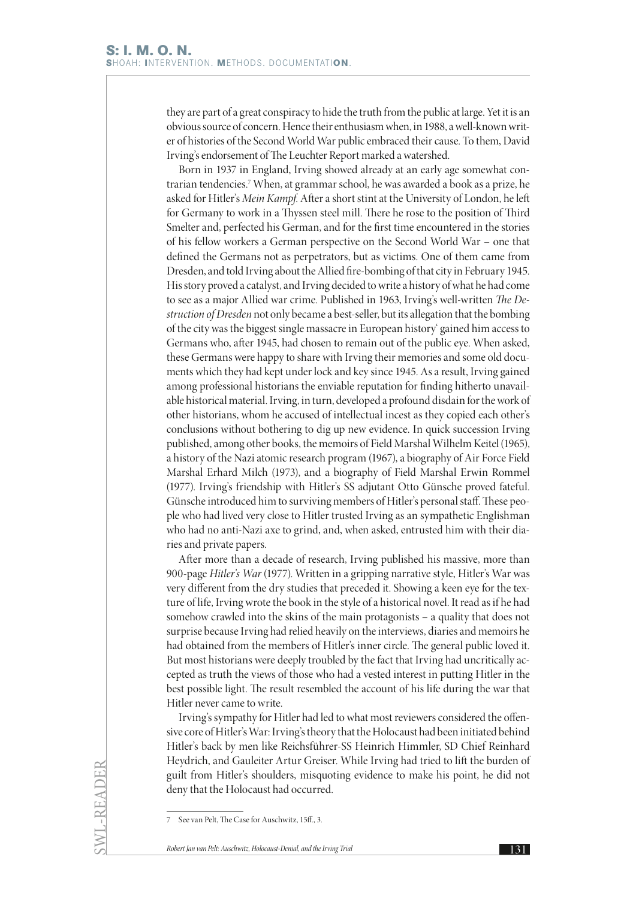they are part of a great conspiracy to hide the truth from the public at large. Yet it is an obvious source of concern. Hence their enthusiasm when, in 1988, a well-known writer of histories of the Second World War public embraced their cause. To them, David Irving's endorsement of The Leuchter Report marked a watershed.

Born in 1937 in England, Irving showed already at an early age somewhat contrarian tendencies.[7] When, at grammar school, he was awarded a book as a prize, he asked for Hitler's *Mein Kampf*. After a short stint at the University of London, he left for Germany to work in a Thyssen steel mill. There he rose to the position of Third Smelter and, perfected his German, and for the first time encountered in the stories of his fellow workers a German perspective on the Second World War – one that defined the Germans not as perpetrators, but as victims. One of them came from Dresden, and told Irving about the Allied fire-bombing of that city in February 1945. His story proved a catalyst, and Irving decided to write a history of what he had come to see as a major Allied war crime. Published in 1963, Irving's well-written *The Destruction of Dresden* not only became a best-seller, but its allegation that the bombing of the city was the biggest single massacre in European history' gained him access to Germans who, after 1945, had chosen to remain out of the public eye. When asked, these Germans were happy to share with Irving their memories and some old documents which they had kept under lock and key since 1945. As a result, Irving gained among professional historians the enviable reputation for finding hitherto unavailable historical material. Irving, in turn, developed a profound disdain for the work of other historians, whom he accused of intellectual incest as they copied each other's conclusions without bothering to dig up new evidence. In quick succession Irving published, among other books, the memoirs of Field Marshal Wilhelm Keitel (1965), a history of the Nazi atomic research program (1967), a biography of Air Force Field Marshal Erhard Milch (1973), and a biography of Field Marshal Erwin Rommel (1977). Irving's friendship with Hitler's SS adjutant Otto Günsche proved fateful. Günsche introduced him to surviving members of Hitler's personal staff. These people who had lived very close to Hitler trusted Irving as an sympathetic Englishman who had no anti-Nazi axe to grind, and, when asked, entrusted him with their diaries and private papers.

After more than a decade of research, Irving published his massive, more than 900-page *Hitler's War* (1977). Written in a gripping narrative style, Hitler's War was very different from the dry studies that preceded it. Showing a keen eye for the texture of life, Irving wrote the book in the style of a historical novel. It read as if he had somehow crawled into the skins of the main protagonists – a quality that does not surprise because Irving had relied heavily on the interviews, diaries and memoirs he had obtained from the members of Hitler's inner circle. The general public loved it. But most historians were deeply troubled by the fact that Irving had uncritically accepted as truth the views of those who had a vested interest in putting Hitler in the best possible light. The result resembled the account of his life during the war that Hitler never came to write.

Irving's sympathy for Hitler had led to what most reviewers considered the offensive core of Hitler's War: Irving's theory that the Holocaust had been initiated behind Hitler's back by men like Reichsführer-SS Heinrich Himmler, SD Chief Reinhard Heydrich, and Gauleiter Artur Greiser. While Irving had tried to lift the burden of guilt from Hitler's shoulders, misquoting evidence to make his point, he did not deny that the Holocaust had occurred.

---

7 See van Pelt, The Case for Auschwitz, 15ff., 3.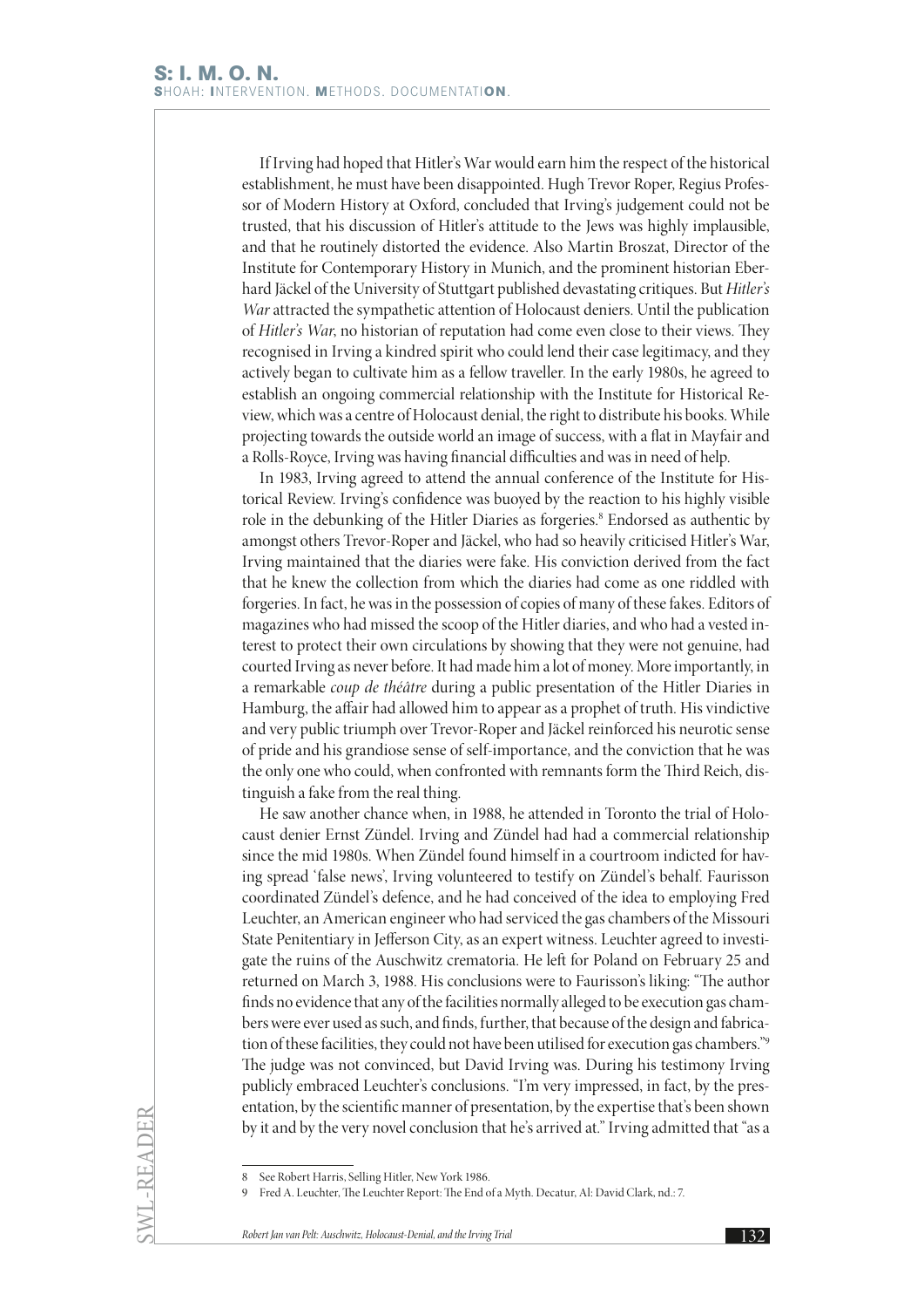If Irving had hoped that Hitler's War would earn him the respect of the historical establishment, he must have been disappointed. Hugh Trevor Roper, Regius Professor of Modern History at Oxford, concluded that Irving's judgement could not be trusted, that his discussion of Hitler's attitude to the Jews was highly implausible, and that he routinely distorted the evidence. Also Martin Broszat, Director of the Institute for Contemporary History in Munich, and the prominent historian Eberhard Jäckel of the University of Stuttgart published devastating critiques. But *Hitler's War* attracted the sympathetic attention of Holocaust deniers. Until the publication of *Hitler's War*, no historian of reputation had come even close to their views. They recognised in Irving a kindred spirit who could lend their case legitimacy, and they actively began to cultivate him as a fellow traveller. In the early 1980s, he agreed to establish an ongoing commercial relationship with the Institute for Historical Review, which was a centre of Holocaust denial, the right to distribute his books. While projecting towards the outside world an image of success, with a flat in Mayfair and a Rolls-Royce, Irving was having financial difficulties and was in need of help.

In 1983, Irving agreed to attend the annual conference of the Institute for Historical Review. Irving's confidence was buoyed by the reaction to his highly visible role in the debunking of the Hitler Diaries as forgeries.[8] Endorsed as authentic by amongst others Trevor-Roper and Jäckel, who had so heavily criticised Hitler's War, Irving maintained that the diaries were fake. His conviction derived from the fact that he knew the collection from which the diaries had come as one riddled with forgeries. In fact, he was in the possession of copies of many of these fakes. Editors of magazines who had missed the scoop of the Hitler diaries, and who had a vested interest to protect their own circulations by showing that they were not genuine, had courted Irving as never before. It had made him a lot of money. More importantly, in a remarkable *coup de théâtre* during a public presentation of the Hitler Diaries in Hamburg, the affair had allowed him to appear as a prophet of truth. His vindictive and very public triumph over Trevor-Roper and Jäckel reinforced his neurotic sense of pride and his grandiose sense of self-importance, and the conviction that he was the only one who could, when confronted with remnants form the Third Reich, distinguish a fake from the real thing.

He saw another chance when, in 1988, he attended in Toronto the trial of Holocaust denier Ernst Zündel. Irving and Zündel had had a commercial relationship since the mid 1980s. When Zündel found himself in a courtroom indicted for having spread 'false news', Irving volunteered to testify on Zündel's behalf. Faurisson coordinated Zündel's defence, and he had conceived of the idea to employing Fred Leuchter, an American engineer who had serviced the gas chambers of the Missouri State Penitentiary in Jefferson City, as an expert witness. Leuchter agreed to investigate the ruins of the Auschwitz crematoria. He left for Poland on February 25 and returned on March 3, 1988. His conclusions were to Faurisson's liking: "The author finds no evidence that any of the facilities normally alleged to be execution gas chambers were ever used as such, and finds, further, that because of the design and fabrication of these facilities, they could not have been utilised for execution gas chambers."[9] The judge was not convinced, but David Irving was. During his testimony Irving publicly embraced Leuchter's conclusions. "I'm very impressed, in fact, by the presentation, by the scientific manner of presentation, by the expertise that's been shown by it and by the very novel conclusion that he's arrived at." Irving admitted that "as a

---

8 See Robert Harris, Selling Hitler, New York 1986.

9 Fred A. Leuchter, The Leuchter Report: The End of a Myth. Decatur, Al: David Clark, nd.: 7.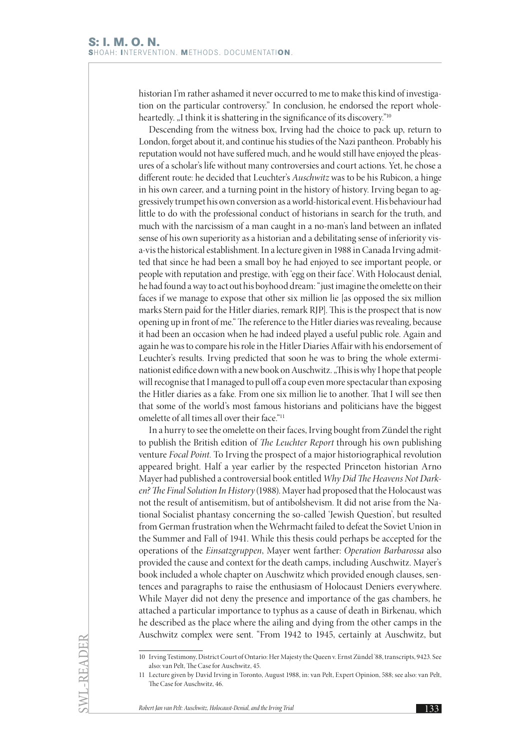historian I'm rather ashamed it never occurred to me to make this kind of investigation on the particular controversy." In conclusion, he endorsed the report wholeheartedly. „I think it is shattering in the significance of its discovery."[10]

Descending from the witness box, Irving had the choice to pack up, return to London, forget about it, and continue his studies of the Nazi pantheon. Probably his reputation would not have suffered much, and he would still have enjoyed the pleasures of a scholar's life without many controversies and court actions. Yet, he chose a different route: he decided that Leuchter's *Auschwitz* was to be his Rubicon, a hinge in his own career, and a turning point in the history of history. Irving began to aggressively trumpet his own conversion as a world-historical event. His behaviour had little to do with the professional conduct of historians in search for the truth, and much with the narcissism of a man caught in a no-man's land between an inflated sense of his own superiority as a historian and a debilitating sense of inferiority vis-a-vis the historical establishment. In a lecture given in 1988 in Canada Irving admitted that since he had been a small boy he had enjoyed to see important people, or people with reputation and prestige, with 'egg on their face'. With Holocaust denial, he had found a way to act out his boyhood dream: "just imagine the omelette on their faces if we manage to expose that other six million lie [as opposed the six million marks Stern paid for the Hitler diaries, remark RJP]. This is the prospect that is now opening up in front of me." The reference to the Hitler diaries was revealing, because it had been an occasion when he had indeed played a useful public role. Again and again he was to compare his role in the Hitler Diaries Affair with his endorsement of Leuchter's results. Irving predicted that soon he was to bring the whole exterminationist edifice down with a new book on Auschwitz. „This is why I hope that people will recognise that I managed to pull off a coup even more spectacular than exposing the Hitler diaries as a fake. From one six million lie to another. That I will see then that some of the world's most famous historians and politicians have the biggest omelette of all times all over their face."[11]

In a hurry to see the omelette on their faces, Irving bought from Zündel the right to publish the British edition of *The Leuchter Report* through his own publishing venture *Focal Point*. To Irving the prospect of a major historiographical revolution appeared bright. Half a year earlier by the respected Princeton historian Arno Mayer had published a controversial book entitled *Why Did The Heavens Not Darken? The Final Solution In History* (1988). Mayer had proposed that the Holocaust was not the result of antisemitism, but of antibolshevism. It did not arise from the National Socialist phantasy concerning the so-called 'Jewish Question', but resulted from German frustration when the Wehrmacht failed to defeat the Soviet Union in the Summer and Fall of 1941. While this thesis could perhaps be accepted for the operations of the *Einsatzgruppen*, Mayer went farther: *Operation Barbarossa* also provided the cause and context for the death camps, including Auschwitz. Mayer's book included a whole chapter on Auschwitz which provided enough clauses, sentences and paragraphs to raise the enthusiasm of Holocaust Deniers everywhere. While Mayer did not deny the presence and importance of the gas chambers, he attached a particular importance to typhus as a cause of death in Birkenau, which he described as the place where the ailing and dying from the other camps in the Auschwitz complex were sent. "From 1942 to 1945, certainly at Auschwitz, but

---

10 Irving Testimony, District Court of Ontario: Her Majesty the Queen v. Ernst Zündel '88, transcripts, 9423. See also: van Pelt, The Case for Auschwitz, 45.

11 Lecture given by David Irving in Toronto, August 1988, in: van Pelt, Expert Opinion, 588; see also: van Pelt, The Case for Auschwitz, 46.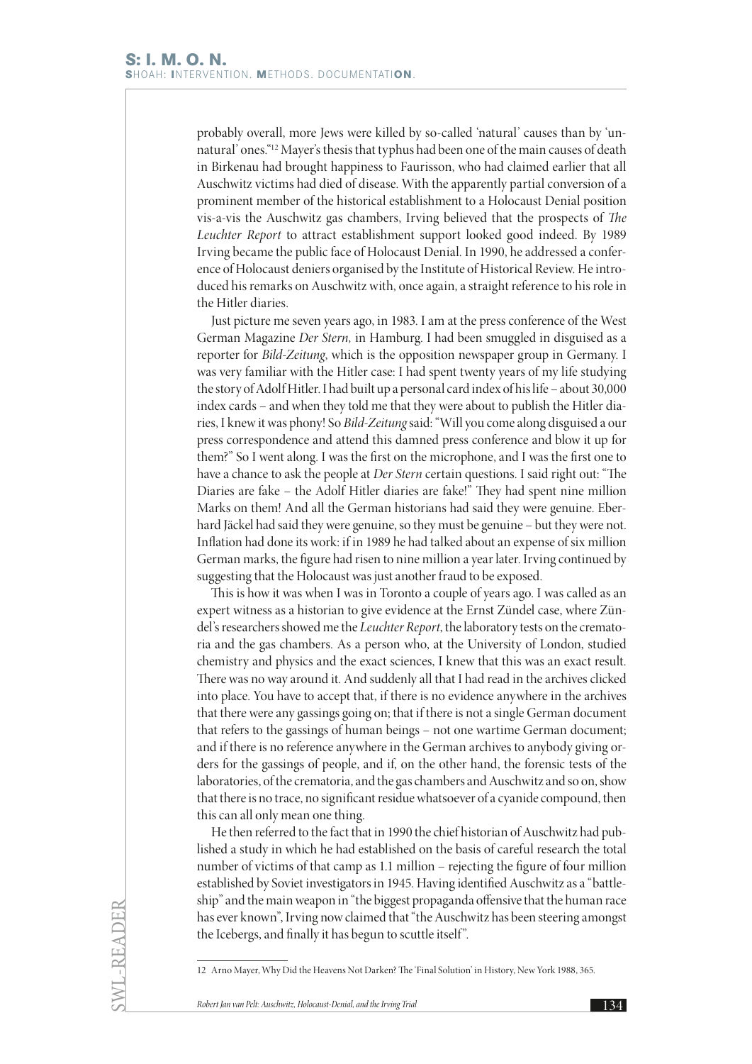probably overall, more Jews were killed by so-called 'natural' causes than by 'unnatural' ones."[12] Mayer's thesis that typhus had been one of the main causes of death in Birkenau had brought happiness to Faurisson, who had claimed earlier that all Auschwitz victims had died of disease. With the apparently partial conversion of a prominent member of the historical establishment to a Holocaust Denial position vis-a-vis the Auschwitz gas chambers, Irving believed that the prospects of *The Leuchter Report* to attract establishment support looked good indeed. By 1989 Irving became the public face of Holocaust Denial. In 1990, he addressed a conference of Holocaust deniers organised by the Institute of Historical Review. He introduced his remarks on Auschwitz with, once again, a straight reference to his role in the Hitler diaries.

Just picture me seven years ago, in 1983. I am at the press conference of the West German Magazine *Der Stern,* in Hamburg. I had been smuggled in disguised as a reporter for *Bild-Zeitung*, which is the opposition newspaper group in Germany. I was very familiar with the Hitler case: I had spent twenty years of my life studying the story of Adolf Hitler. I had built up a personal card index of his life – about 30,000 index cards – and when they told me that they were about to publish the Hitler diaries, I knew it was phony! So *Bild-Zeitung* said: "Will you come along disguised a our press correspondence and attend this damned press conference and blow it up for them?" So I went along. I was the first on the microphone, and I was the first one to have a chance to ask the people at *Der Stern* certain questions. I said right out: "The Diaries are fake – the Adolf Hitler diaries are fake!" They had spent nine million Marks on them! And all the German historians had said they were genuine. Eberhard Jäckel had said they were genuine, so they must be genuine – but they were not. Inflation had done its work: if in 1989 he had talked about an expense of six million German marks, the figure had risen to nine million a year later. Irving continued by suggesting that the Holocaust was just another fraud to be exposed.

This is how it was when I was in Toronto a couple of years ago. I was called as an expert witness as a historian to give evidence at the Ernst Zündel case, where Zündel's researchers showed me the *Leuchter Report*, the laboratory tests on the crematoria and the gas chambers. As a person who, at the University of London, studied chemistry and physics and the exact sciences, I knew that this was an exact result. There was no way around it. And suddenly all that I had read in the archives clicked into place. You have to accept that, if there is no evidence anywhere in the archives that there were any gassings going on; that if there is not a single German document that refers to the gassings of human beings – not one wartime German document; and if there is no reference anywhere in the German archives to anybody giving orders for the gassings of people, and if, on the other hand, the forensic tests of the laboratories, of the crematoria, and the gas chambers and Auschwitz and so on, show that there is no trace, no significant residue whatsoever of a cyanide compound, then this can all only mean one thing.

He then referred to the fact that in 1990 the chief historian of Auschwitz had published a study in which he had established on the basis of careful research the total number of victims of that camp as 1.1 million – rejecting the figure of four million established by Soviet investigators in 1945. Having identified Auschwitz as a "battleship" and the main weapon in "the biggest propaganda offensive that the human race has ever known", Irving now claimed that "the Auschwitz has been steering amongst the Icebergs, and finally it has begun to scuttle itself".

---

12 Arno Mayer, Why Did the Heavens Not Darken? The 'Final Solution' in History, New York 1988, 365.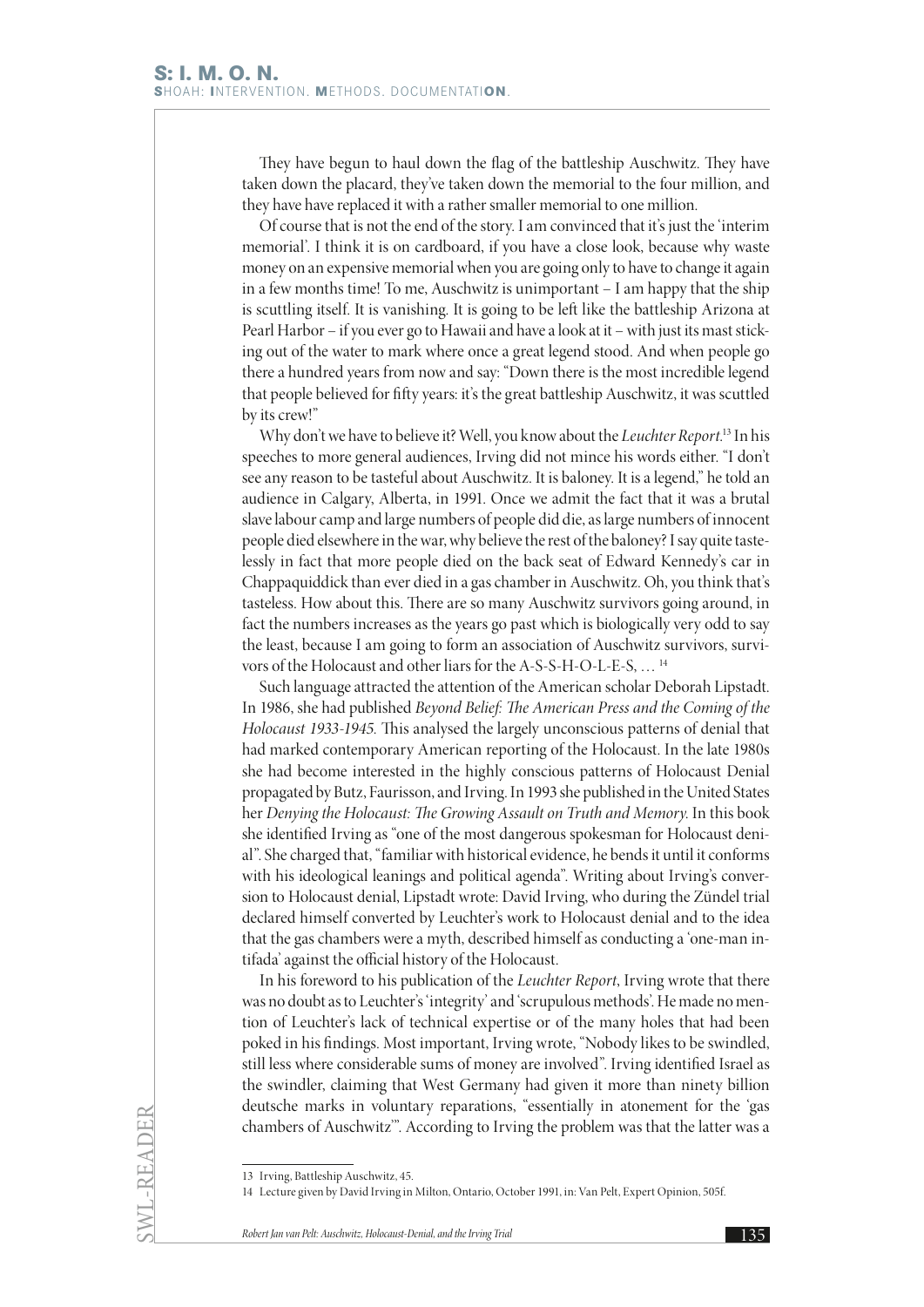They have begun to haul down the flag of the battleship Auschwitz. They have taken down the placard, they've taken down the memorial to the four million, and they have have replaced it with a rather smaller memorial to one million.

Of course that is not the end of the story. I am convinced that it's just the 'interim memorial'. I think it is on cardboard, if you have a close look, because why waste money on an expensive memorial when you are going only to have to change it again in a few months time! To me, Auschwitz is unimportant – I am happy that the ship is scuttling itself. It is vanishing. It is going to be left like the battleship Arizona at Pearl Harbor – if you ever go to Hawaii and have a look at it – with just its mast sticking out of the water to mark where once a great legend stood. And when people go there a hundred years from now and say: "Down there is the most incredible legend that people believed for fifty years: it's the great battleship Auschwitz, it was scuttled by its crew!"

Why don't we have to believe it? Well, you know about the *Leuchter Report*.[13] In his speeches to more general audiences, Irving did not mince his words either. "I don't see any reason to be tasteful about Auschwitz. It is baloney. It is a legend," he told an audience in Calgary, Alberta, in 1991. Once we admit the fact that it was a brutal slave labour camp and large numbers of people did die, as large numbers of innocent people died elsewhere in the war, why believe the rest of the baloney? I say quite tastelessly in fact that more people died on the back seat of Edward Kennedy's car in Chappaquiddick than ever died in a gas chamber in Auschwitz. Oh, you think that's tasteless. How about this. There are so many Auschwitz survivors going around, in fact the numbers increases as the years go past which is biologically very odd to say the least, because I am going to form an association of Auschwitz survivors, survivors of the Holocaust and other liars for the A-S-S-H-O-L-E-S, … [14]

Such language attracted the attention of the American scholar Deborah Lipstadt. In 1986, she had published *Beyond Belief: The American Press and the Coming of the Holocaust 1933-1945.* This analysed the largely unconscious patterns of denial that had marked contemporary American reporting of the Holocaust. In the late 1980s she had become interested in the highly conscious patterns of Holocaust Denial propagated by Butz, Faurisson, and Irving. In 1993 she published in the United States her *Denying the Holocaust: The Growing Assault on Truth and Memory.* In this book she identified Irving as "one of the most dangerous spokesman for Holocaust denial". She charged that, "familiar with historical evidence, he bends it until it conforms with his ideological leanings and political agenda". Writing about Irving's conversion to Holocaust denial, Lipstadt wrote: David Irving, who during the Zündel trial declared himself converted by Leuchter's work to Holocaust denial and to the idea that the gas chambers were a myth, described himself as conducting a 'one-man intifada' against the official history of the Holocaust.

In his foreword to his publication of the *Leuchter Report*, Irving wrote that there was no doubt as to Leuchter's 'integrity' and 'scrupulous methods'. He made no mention of Leuchter's lack of technical expertise or of the many holes that had been poked in his findings. Most important, Irving wrote, "Nobody likes to be swindled, still less where considerable sums of money are involved". Irving identified Israel as the swindler, claiming that West Germany had given it more than ninety billion deutsche marks in voluntary reparations, "essentially in atonement for the 'gas chambers of Auschwitz'". According to Irving the problem was that the latter was a

---

13 Irving, Battleship Auschwitz, 45.

14 Lecture given by David Irving in Milton, Ontario, October 1991, in: Van Pelt, Expert Opinion, 505f.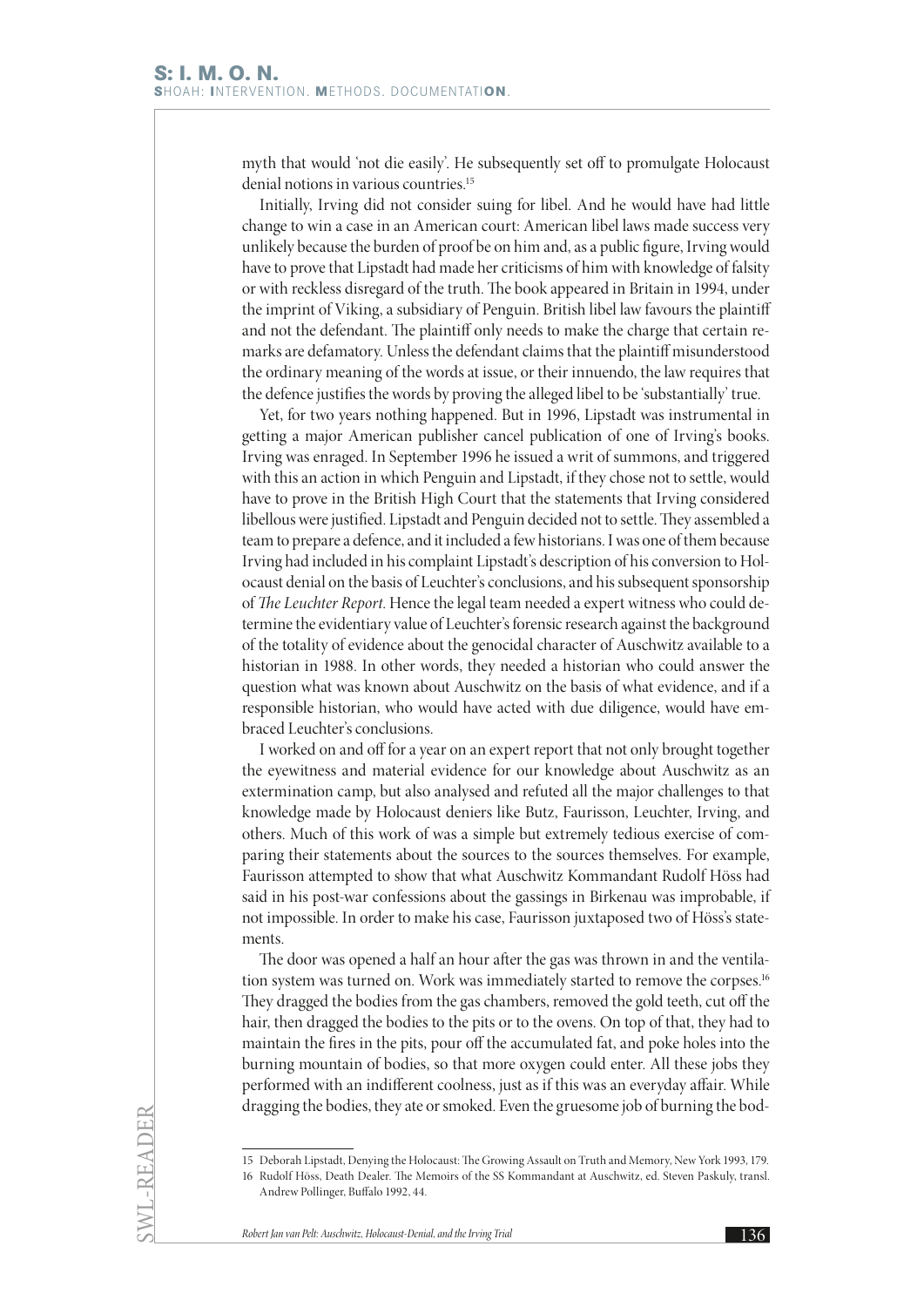myth that would 'not die easily'. He subsequently set off to promulgate Holocaust denial notions in various countries.[15]

Initially, Irving did not consider suing for libel. And he would have had little change to win a case in an American court: American libel laws made success very unlikely because the burden of proof be on him and, as a public figure, Irving would have to prove that Lipstadt had made her criticisms of him with knowledge of falsity or with reckless disregard of the truth. The book appeared in Britain in 1994, under the imprint of Viking, a subsidiary of Penguin. British libel law favours the plaintiff and not the defendant. The plaintiff only needs to make the charge that certain remarks are defamatory. Unless the defendant claims that the plaintiff misunderstood the ordinary meaning of the words at issue, or their innuendo, the law requires that the defence justifies the words by proving the alleged libel to be 'substantially' true.

Yet, for two years nothing happened. But in 1996, Lipstadt was instrumental in getting a major American publisher cancel publication of one of Irving's books. Irving was enraged. In September 1996 he issued a writ of summons, and triggered with this an action in which Penguin and Lipstadt, if they chose not to settle, would have to prove in the British High Court that the statements that Irving considered libellous were justified. Lipstadt and Penguin decided not to settle. They assembled a team to prepare a defence, and it included a few historians. I was one of them because Irving had included in his complaint Lipstadt's description of his conversion to Holocaust denial on the basis of Leuchter's conclusions, and his subsequent sponsorship of *The Leuchter Report*. Hence the legal team needed a expert witness who could determine the evidentiary value of Leuchter's forensic research against the background of the totality of evidence about the genocidal character of Auschwitz available to a historian in 1988. In other words, they needed a historian who could answer the question what was known about Auschwitz on the basis of what evidence, and if a responsible historian, who would have acted with due diligence, would have embraced Leuchter's conclusions.

I worked on and off for a year on an expert report that not only brought together the eyewitness and material evidence for our knowledge about Auschwitz as an extermination camp, but also analysed and refuted all the major challenges to that knowledge made by Holocaust deniers like Butz, Faurisson, Leuchter, Irving, and others. Much of this work of was a simple but extremely tedious exercise of comparing their statements about the sources to the sources themselves. For example, Faurisson attempted to show that what Auschwitz Kommandant Rudolf Höss had said in his post-war confessions about the gassings in Birkenau was improbable, if not impossible. In order to make his case, Faurisson juxtaposed two of Höss's statements.

The door was opened a half an hour after the gas was thrown in and the ventilation system was turned on. Work was immediately started to remove the corpses.[16] They dragged the bodies from the gas chambers, removed the gold teeth, cut off the hair, then dragged the bodies to the pits or to the ovens. On top of that, they had to maintain the fires in the pits, pour off the accumulated fat, and poke holes into the burning mountain of bodies, so that more oxygen could enter. All these jobs they performed with an indifferent coolness, just as if this was an everyday affair. While dragging the bodies, they ate or smoked. Even the gruesome job of burning the bod-

---

15 Deborah Lipstadt, Denying the Holocaust: The Growing Assault on Truth and Memory, New York 1993, 179.

16 Rudolf Höss, Death Dealer. The Memoirs of the SS Kommandant at Auschwitz, ed. Steven Paskuly, transl. Andrew Pollinger, Buffalo 1992, 44.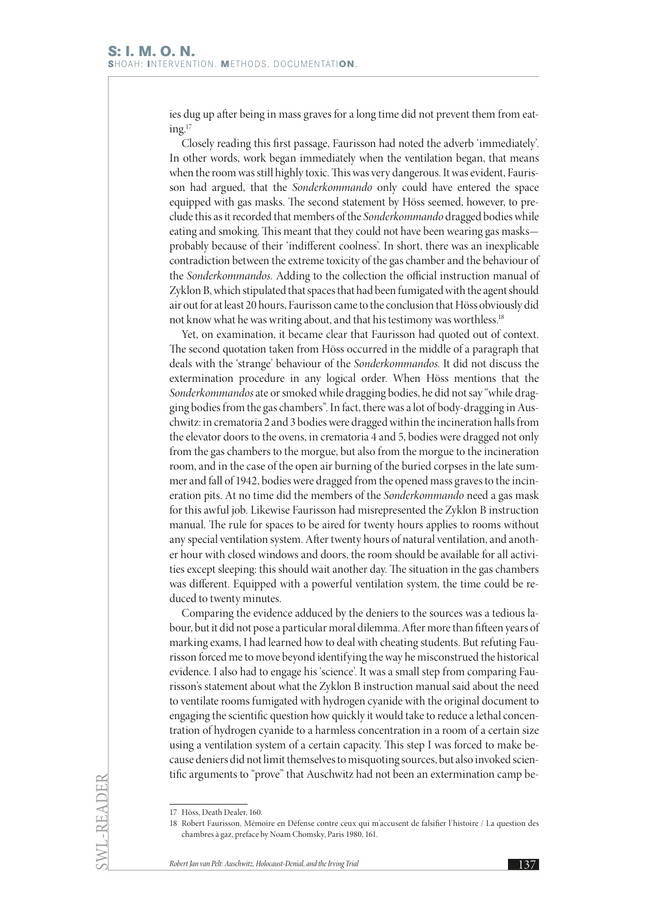ies dug up after being in mass graves for a long time did not prevent them from eating.[17]

Closely reading this first passage, Faurisson had noted the adverb 'immediately'. In other words, work began immediately when the ventilation began, that means when the room was still highly toxic. This was very dangerous. It was evident, Faurisson had argued, that the *Sonderkommando* only could have entered the space equipped with gas masks. The second statement by Höss seemed, however, to preclude this as it recorded that members of the *Sonderkommando* dragged bodies while eating and smoking. This meant that they could not have been wearing gas masks—probably because of their 'indifferent coolness'. In short, there was an inexplicable contradiction between the extreme toxicity of the gas chamber and the behaviour of the *Sonderkommandos.* Adding to the collection the official instruction manual of Zyklon B, which stipulated that spaces that had been fumigated with the agent should air out for at least 20 hours, Faurisson came to the conclusion that Höss obviously did not know what he was writing about, and that his testimony was worthless.[18]

Yet, on examination, it became clear that Faurisson had quoted out of context. The second quotation taken from Höss occurred in the middle of a paragraph that deals with the 'strange' behaviour of the *Sonderkommandos.* It did not discuss the extermination procedure in any logical order. When Höss mentions that the *Sonderkommandos* ate or smoked while dragging bodies, he did not say "while dragging bodies from the gas chambers". In fact, there was a lot of body-dragging in Auschwitz: in crematoria 2 and 3 bodies were dragged within the incineration halls from the elevator doors to the ovens, in crematoria 4 and 5, bodies were dragged not only from the gas chambers to the morgue, but also from the morgue to the incineration room, and in the case of the open air burning of the buried corpses in the late summer and fall of 1942, bodies were dragged from the opened mass graves to the incineration pits. At no time did the members of the *Sonderkommando* need a gas mask for this awful job. Likewise Faurisson had misrepresented the Zyklon B instruction manual. The rule for spaces to be aired for twenty hours applies to rooms without any special ventilation system. After twenty hours of natural ventilation, and another hour with closed windows and doors, the room should be available for all activities except sleeping: this should wait another day. The situation in the gas chambers was different. Equipped with a powerful ventilation system, the time could be reduced to twenty minutes.

Comparing the evidence adduced by the deniers to the sources was a tedious labour, but it did not pose a particular moral dilemma. After more than fifteen years of marking exams, I had learned how to deal with cheating students. But refuting Faurisson forced me to move beyond identifying the way he misconstrued the historical evidence. I also had to engage his 'science'. It was a small step from comparing Faurisson's statement about what the Zyklon B instruction manual said about the need to ventilate rooms fumigated with hydrogen cyanide with the original document to engaging the scientific question how quickly it would take to reduce a lethal concentration of hydrogen cyanide to a harmless concentration in a room of a certain size using a ventilation system of a certain capacity. This step I was forced to make because deniers did not limit themselves to misquoting sources, but also invoked scientific arguments to "prove" that Auschwitz had not been an extermination camp be-

---

17 Höss, Death Dealer, 160.

18 Robert Faurisson, Mémoire en Défense contre ceux qui m'accusent de falsifier l'histoire / La question des chambres à gaz, preface by Noam Chomsky, Paris 1980, 161.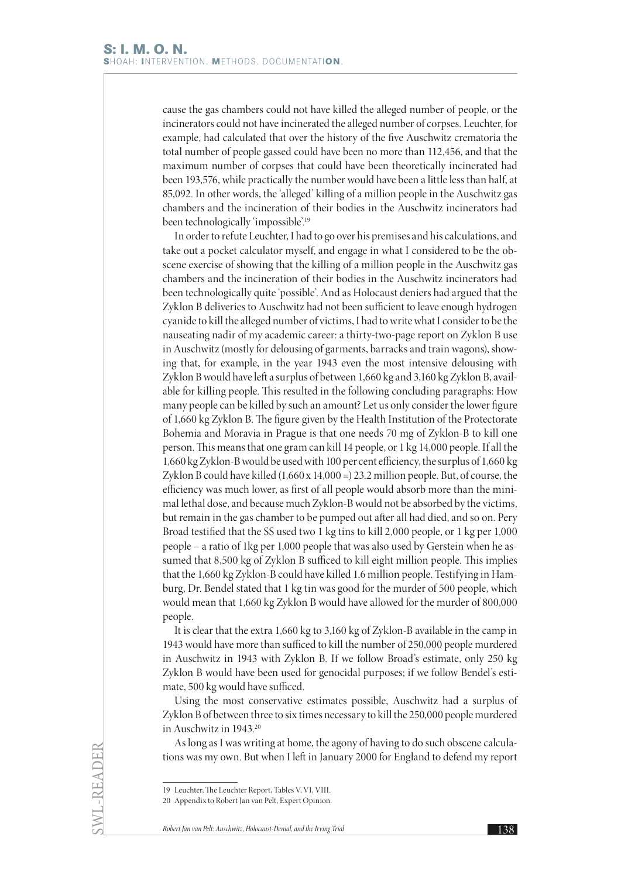cause the gas chambers could not have killed the alleged number of people, or the incinerators could not have incinerated the alleged number of corpses. Leuchter, for example, had calculated that over the history of the five Auschwitz crematoria the total number of people gassed could have been no more than 112,456, and that the maximum number of corpses that could have been theoretically incinerated had been 193,576, while practically the number would have been a little less than half, at 85,092. In other words, the 'alleged' killing of a million people in the Auschwitz gas chambers and the incineration of their bodies in the Auschwitz incinerators had been technologically 'impossible'.[19]

In order to refute Leuchter, I had to go over his premises and his calculations, and take out a pocket calculator myself, and engage in what I considered to be the obscene exercise of showing that the killing of a million people in the Auschwitz gas chambers and the incineration of their bodies in the Auschwitz incinerators had been technologically quite 'possible'. And as Holocaust deniers had argued that the Zyklon B deliveries to Auschwitz had not been sufficient to leave enough hydrogen cyanide to kill the alleged number of victims, I had to write what I consider to be the nauseating nadir of my academic career: a thirty-two-page report on Zyklon B use in Auschwitz (mostly for delousing of garments, barracks and train wagons), showing that, for example, in the year 1943 even the most intensive delousing with Zyklon B would have left a surplus of between 1,660 kg and 3,160 kg Zyklon B, available for killing people. This resulted in the following concluding paragraphs: How many people can be killed by such an amount? Let us only consider the lower figure of 1,660 kg Zyklon B. The figure given by the Health Institution of the Protectorate Bohemia and Moravia in Prague is that one needs 70 mg of Zyklon-B to kill one person. This means that one gram can kill 14 people, or 1 kg 14,000 people. If all the 1,660 kg Zyklon-B would be used with 100 per cent efficiency, the surplus of 1,660 kg Zyklon B could have killed (1,660 x 14,000 =) 23.2 million people. But, of course, the efficiency was much lower, as first of all people would absorb more than the minimal lethal dose, and because much Zyklon-B would not be absorbed by the victims, but remain in the gas chamber to be pumped out after all had died, and so on. Pery Broad testified that the SS used two 1 kg tins to kill 2,000 people, or 1 kg per 1,000 people – a ratio of 1kg per 1,000 people that was also used by Gerstein when he assumed that 8,500 kg of Zyklon B sufficed to kill eight million people. This implies that the 1,660 kg Zyklon-B could have killed 1.6 million people. Testifying in Hamburg, Dr. Bendel stated that 1 kg tin was good for the murder of 500 people, which would mean that 1,660 kg Zyklon B would have allowed for the murder of 800,000 people.

It is clear that the extra 1,660 kg to 3,160 kg of Zyklon-B available in the camp in 1943 would have more than sufficed to kill the number of 250,000 people murdered in Auschwitz in 1943 with Zyklon B. If we follow Broad's estimate, only 250 kg Zyklon B would have been used for genocidal purposes; if we follow Bendel's estimate, 500 kg would have sufficed.

Using the most conservative estimates possible, Auschwitz had a surplus of Zyklon B of between three to six times necessary to kill the 250,000 people murdered in Auschwitz in 1943.[20]

As long as I was writing at home, the agony of having to do such obscene calculations was my own. But when I left in January 2000 for England to defend my report

---

19 Leuchter, The Leuchter Report, Tables V, VI, VIII.

20 Appendix to Robert Jan van Pelt, Expert Opinion.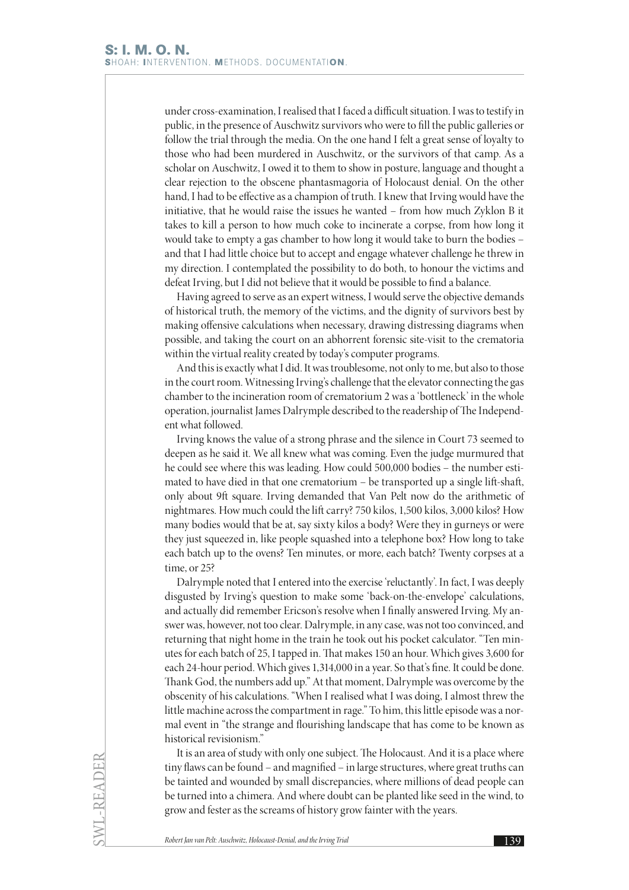under cross-examination, I realised that I faced a difficult situation. I was to testify in public, in the presence of Auschwitz survivors who were to fill the public galleries or follow the trial through the media. On the one hand I felt a great sense of loyalty to those who had been murdered in Auschwitz, or the survivors of that camp. As a scholar on Auschwitz, I owed it to them to show in posture, language and thought a clear rejection to the obscene phantasmagoria of Holocaust denial. On the other hand, I had to be effective as a champion of truth. I knew that Irving would have the initiative, that he would raise the issues he wanted – from how much Zyklon B it takes to kill a person to how much coke to incinerate a corpse, from how long it would take to empty a gas chamber to how long it would take to burn the bodies – and that I had little choice but to accept and engage whatever challenge he threw in my direction. I contemplated the possibility to do both, to honour the victims and defeat Irving, but I did not believe that it would be possible to find a balance.

Having agreed to serve as an expert witness, I would serve the objective demands of historical truth, the memory of the victims, and the dignity of survivors best by making offensive calculations when necessary, drawing distressing diagrams when possible, and taking the court on an abhorrent forensic site-visit to the crematoria within the virtual reality created by today's computer programs.

And this is exactly what I did. It was troublesome, not only to me, but also to those in the court room. Witnessing Irving's challenge that the elevator connecting the gas chamber to the incineration room of crematorium 2 was a 'bottleneck' in the whole operation, journalist James Dalrymple described to the readership of The Independent what followed.

Irving knows the value of a strong phrase and the silence in Court 73 seemed to deepen as he said it. We all knew what was coming. Even the judge murmured that he could see where this was leading. How could 500,000 bodies – the number estimated to have died in that one crematorium – be transported up a single lift-shaft, only about 9ft square. Irving demanded that Van Pelt now do the arithmetic of nightmares. How much could the lift carry? 750 kilos, 1,500 kilos, 3,000 kilos? How many bodies would that be at, say sixty kilos a body? Were they in gurneys or were they just squeezed in, like people squashed into a telephone box? How long to take each batch up to the ovens? Ten minutes, or more, each batch? Twenty corpses at a time, or 25?

Dalrymple noted that I entered into the exercise 'reluctantly'. In fact, I was deeply disgusted by Irving's question to make some 'back-on-the-envelope' calculations, and actually did remember Ericson's resolve when I finally answered Irving. My answer was, however, not too clear. Dalrymple, in any case, was not too convinced, and returning that night home in the train he took out his pocket calculator. "Ten minutes for each batch of 25, I tapped in. That makes 150 an hour. Which gives 3,600 for each 24-hour period. Which gives 1,314,000 in a year. So that's fine. It could be done. Thank God, the numbers add up." At that moment, Dalrymple was overcome by the obscenity of his calculations. "When I realised what I was doing, I almost threw the little machine across the compartment in rage." To him, this little episode was a normal event in "the strange and flourishing landscape that has come to be known as historical revisionism."

It is an area of study with only one subject. The Holocaust. And it is a place where tiny flaws can be found – and magnified – in large structures, where great truths can be tainted and wounded by small discrepancies, where millions of dead people can be turned into a chimera. And where doubt can be planted like seed in the wind, to grow and fester as the screams of history grow fainter with the years.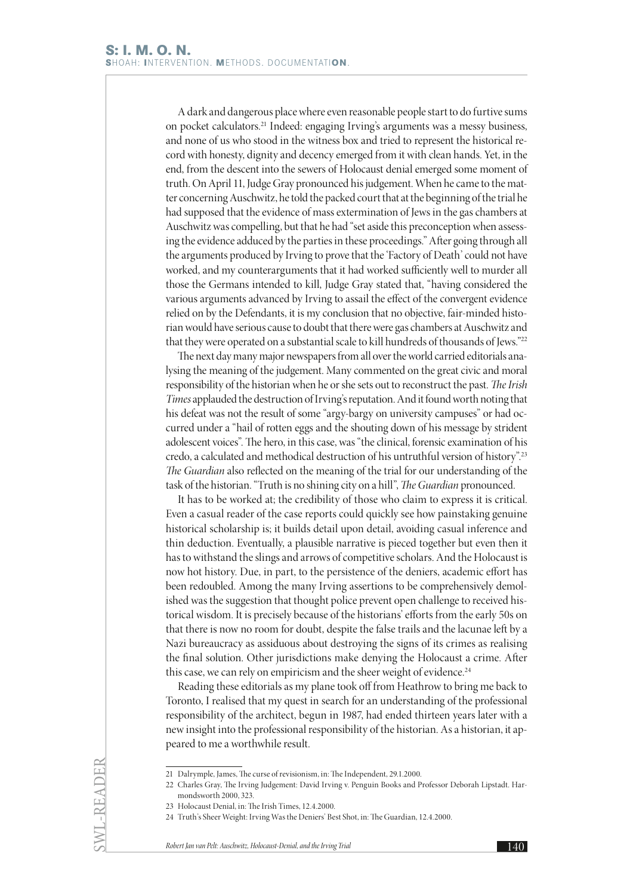A dark and dangerous place where even reasonable people start to do furtive sums on pocket calculators.[21] Indeed: engaging Irving's arguments was a messy business, and none of us who stood in the witness box and tried to represent the historical record with honesty, dignity and decency emerged from it with clean hands. Yet, in the end, from the descent into the sewers of Holocaust denial emerged some moment of truth. On April 11, Judge Gray pronounced his judgement. When he came to the matter concerning Auschwitz, he told the packed court that at the beginning of the trial he had supposed that the evidence of mass extermination of Jews in the gas chambers at Auschwitz was compelling, but that he had "set aside this preconception when assessing the evidence adduced by the parties in these proceedings." After going through all the arguments produced by Irving to prove that the 'Factory of Death' could not have worked, and my counterarguments that it had worked sufficiently well to murder all those the Germans intended to kill, Judge Gray stated that, "having considered the various arguments advanced by Irving to assail the effect of the convergent evidence relied on by the Defendants, it is my conclusion that no objective, fair-minded historian would have serious cause to doubt that there were gas chambers at Auschwitz and that they were operated on a substantial scale to kill hundreds of thousands of Jews."[22]

The next day many major newspapers from all over the world carried editorials analysing the meaning of the judgement. Many commented on the great civic and moral responsibility of the historian when he or she sets out to reconstruct the past. *The Irish Times* applauded the destruction of Irving's reputation. And it found worth noting that his defeat was not the result of some "argy-bargy on university campuses" or had occurred under a "hail of rotten eggs and the shouting down of his message by strident adolescent voices". The hero, in this case, was "the clinical, forensic examination of his credo, a calculated and methodical destruction of his untruthful version of history".[23] *The Guardian* also reflected on the meaning of the trial for our understanding of the task of the historian. "Truth is no shining city on a hill", *The Guardian* pronounced.

It has to be worked at; the credibility of those who claim to express it is critical. Even a casual reader of the case reports could quickly see how painstaking genuine historical scholarship is; it builds detail upon detail, avoiding casual inference and thin deduction. Eventually, a plausible narrative is pieced together but even then it has to withstand the slings and arrows of competitive scholars. And the Holocaust is now hot history. Due, in part, to the persistence of the deniers, academic effort has been redoubled. Among the many Irving assertions to be comprehensively demolished was the suggestion that thought police prevent open challenge to received historical wisdom. It is precisely because of the historians' efforts from the early 50s on that there is now no room for doubt, despite the false trails and the lacunae left by a Nazi bureaucracy as assiduous about destroying the signs of its crimes as realising the final solution. Other jurisdictions make denying the Holocaust a crime. After this case, we can rely on empiricism and the sheer weight of evidence.[24]

Reading these editorials as my plane took off from Heathrow to bring me back to Toronto, I realised that my quest in search for an understanding of the professional responsibility of the architect, begun in 1987, had ended thirteen years later with a new insight into the professional responsibility of the historian. As a historian, it appeared to me a worthwhile result.

---

21 Dalrymple, James, The curse of revisionism, in: The Independent, 29.1.2000.

22 Charles Gray, The Irving Judgement: David Irving v. Penguin Books and Professor Deborah Lipstadt. Harmondsworth 2000, 323.

23 Holocaust Denial, in: The Irish Times, 12.4.2000.

24 Truth's Sheer Weight: Irving Was the Deniers' Best Shot, in: The Guardian, 12.4.2000.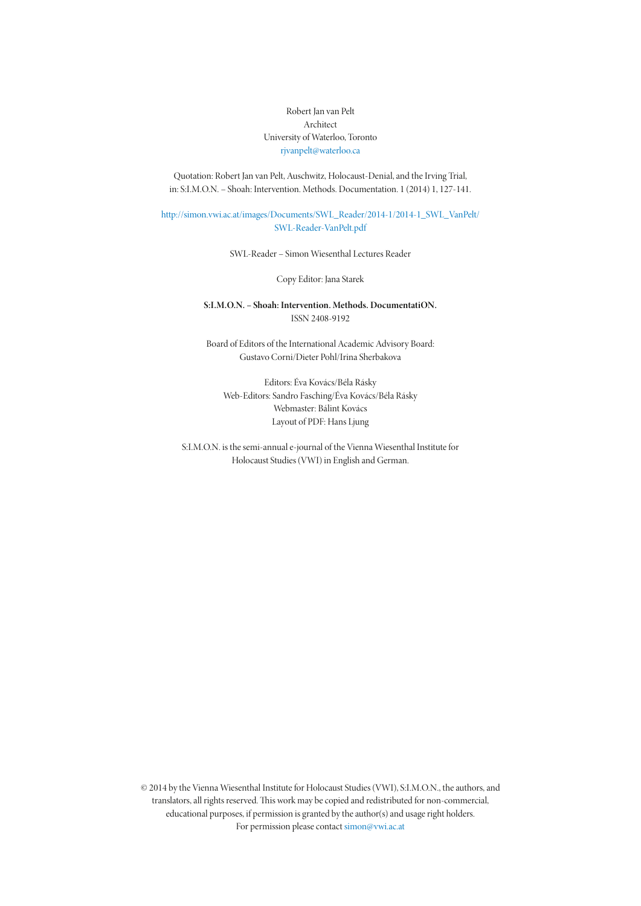Robert Jan van Pelt
Architect
University of Waterloo, Toronto
rjvanpelt@waterloo.ca

Quotation: Robert Jan van Pelt, Auschwitz, Holocaust-Denial, and the Irving Trial,
in: S:I.M.O.N. – Shoah: Intervention. Methods. Documentation. 1 (2014) 1, 127-141.

http://simon.vwi.ac.at/images/Documents/SWL_Reader/2014-1/2014-1_SWL_VanPelt/SWL-Reader-VanPelt.pdf

SWL-Reader – Simon Wiesenthal Lectures Reader

Copy Editor: Jana Starek

**S:I.M.O.N. – Shoah: Intervention. Methods. DocumentatiON.**
ISSN 2408-9192

Board of Editors of the International Academic Advisory Board:
Gustavo Corni/Dieter Pohl/Irina Sherbakova

Editors: Éva Kovács/Béla Rásky
Web-Editors: Sandro Fasching/Éva Kovács/Béla Rásky
Webmaster: Bálint Kovács
Layout of PDF: Hans Ljung

S:I.M.O.N. is the semi-annual e-journal of the Vienna Wiesenthal Institute for Holocaust Studies (VWI) in English and German.

© 2014 by the Vienna Wiesenthal Institute for Holocaust Studies (VWI), S:I.M.O.N., the authors, and translators, all rights reserved. This work may be copied and redistributed for non-commercial, educational purposes, if permission is granted by the author(s) and usage right holders.
For permission please contact simon@vwi.ac.at